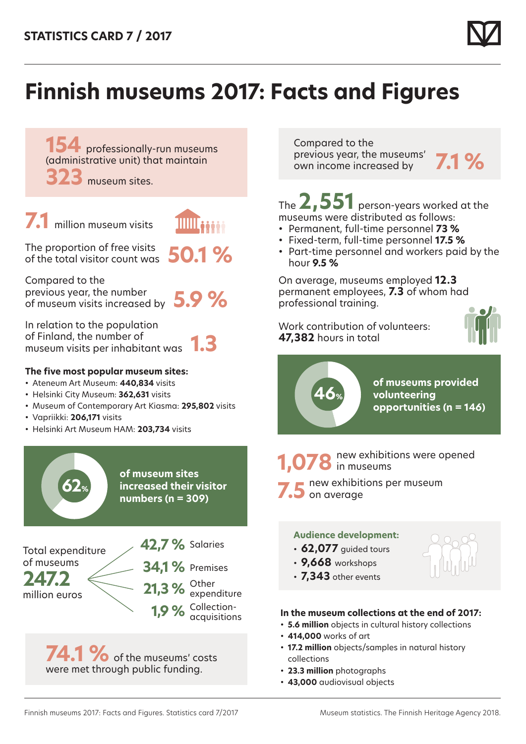STATISTICS CARD 7 / 2017

# Finnish museums 2017: Facts and Figures

**154** professionally-run museums (administrative unit) that maintain **323** museum sites.

**7.1** million museum visits

The proportion of free visits of the total visitor count was **50.1 %**

Compared to the previous year, the number of museum visits increased by **5.9 %**

In relation to the population of Finland, the number of museum visits per inhabitant was **1.3**

**The five most popular museum sites:**

- Ateneum Art Museum: **440,834** visits
- Helsinki City Museum: **362,631** visits
- Museum of Contemporary Art Kiasma: **295,802** visits
- Vapriikki: **206,171** visits
- Helsinki Art Museum HAM: **203,734** visits

**62%** of museum sites increased their visitor numbers (n = 309)

Total expenditure of museums **247.2** million euros

- **42,7 %** Salaries
- **34,1 %** Premises
- **21,3 %** Other expenditure
- **1,9 %** Collection-acquisitions

**74.1 %** of the museums' costs were met through public funding.

Compared to the previous year, the museums' own income increased by **7.1 %**

The **2,551** person-years worked at the museums were distributed as follows:

- Permanent, full-time personnel **73 %**
- Fixed-term, full-time personnel **17.5 %**
- Part-time personnel and workers paid by the hour **9.5 %**

On average, museums employed **12.3** permanent employees, **7.3** of whom had professional training.

Work contribution of volunteers:
**47,382** hours in total

**46%** of museums provided volunteering opportunities (n = 146)

**1,078** new exhibitions were opened in museums

**7.5** new exhibitions per museum on average

**Audience development:**

- **62,077** guided tours
- **9,668** workshops
- **7,343** other events

**In the museum collections at the end of 2017:**

- **5.6 million** objects in cultural history collections
- **414,000** works of art
- **17.2 million** objects/samples in natural history collections
- **23.3 million** photographs
- **43,000** audiovisual objects

Finnish museums 2017: Facts and Figures. Statistics card 7/2017

Museum statistics. The Finnish Heritage Agency 2018.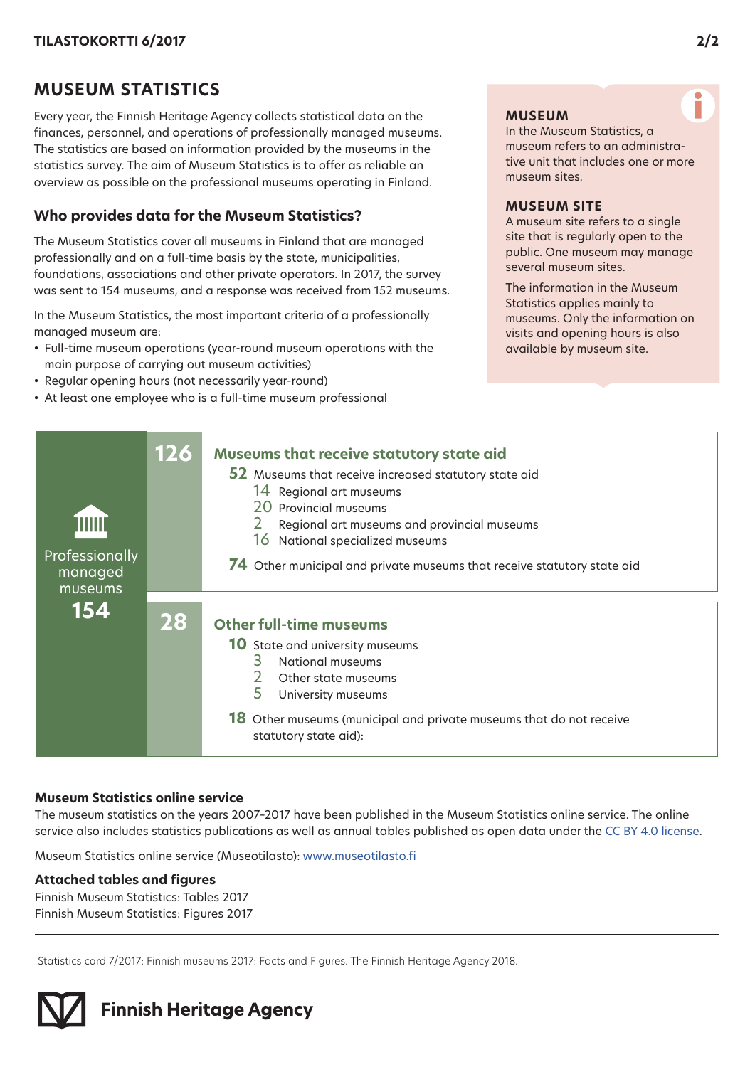## MUSEUM STATISTICS

Every year, the Finnish Heritage Agency collects statistical data on the finances, personnel, and operations of professionally managed museums. The statistics are based on information provided by the museums in the statistics survey. The aim of Museum Statistics is to offer as reliable an overview as possible on the professional museums operating in Finland.

### Who provides data for the Museum Statistics?

The Museum Statistics cover all museums in Finland that are managed professionally and on a full-time basis by the state, municipalities, foundations, associations and other private operators. In 2017, the survey was sent to 154 museums, and a response was received from 152 museums.

In the Museum Statistics, the most important criteria of a professionally managed museum are:

- Full-time museum operations (year-round museum operations with the main purpose of carrying out museum activities)
- Regular opening hours (not necessarily year-round)
- At least one employee who is a full-time museum professional

**MUSEUM**
In the Museum Statistics, a museum refers to an administrative unit that includes one or more museum sites.

**MUSEUM SITE**
A museum site refers to a single site that is regularly open to the public. One museum may manage several museum sites.

The information in the Museum Statistics applies mainly to museums. Only the information on visits and opening hours is also available by museum site.

Professionally managed museums **154**

**126 Museums that receive statutory state aid**

- **52** Museums that receive increased statutory state aid
  - 14 Regional art museums
  - 20 Provincial museums
  - 2 Regional art museums and provincial museums
  - 16 National specialized museums
- **74** Other municipal and private museums that receive statutory state aid

**28 Other full-time museums**

- **10** State and university museums
  - 3 National museums
  - 2 Other state museums
  - 5 University museums
- **18** Other museums (municipal and private museums that do not receive statutory state aid):

### Museum Statistics online service

The museum statistics on the years 2007–2017 have been published in the Museum Statistics online service. The online service also includes statistics publications as well as annual tables published as open data under the CC BY 4.0 license.

Museum Statistics online service (Museotilasto): www.museotilasto.fi

### Attached tables and figures

Finnish Museum Statistics: Tables 2017
Finnish Museum Statistics: Figures 2017

Statistics card 7/2017: Finnish museums 2017: Facts and Figures. The Finnish Heritage Agency 2018.

**Finnish Heritage Agency**